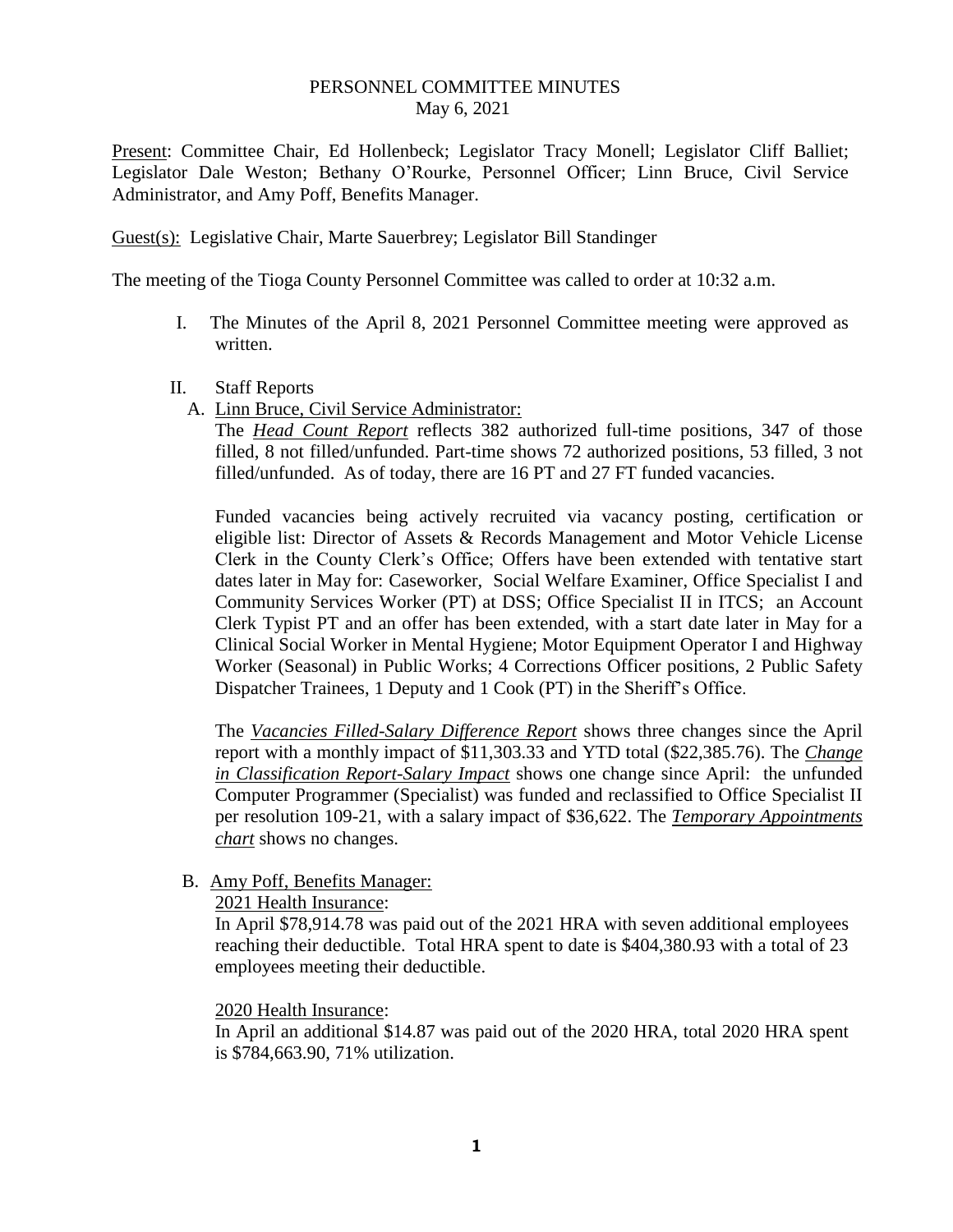# PERSONNEL COMMITTEE MINUTES
May 6, 2021

Present: Committee Chair, Ed Hollenbeck; Legislator Tracy Monell; Legislator Cliff Balliet; Legislator Dale Weston; Bethany O'Rourke, Personnel Officer; Linn Bruce, Civil Service Administrator, and Amy Poff, Benefits Manager.

Guest(s): Legislative Chair, Marte Sauerbrey; Legislator Bill Standinger

The meeting of the Tioga County Personnel Committee was called to order at 10:32 a.m.

I. The Minutes of the April 8, 2021 Personnel Committee meeting were approved as written.

II. Staff Reports

A. Linn Bruce, Civil Service Administrator:

The ***Head Count Report*** reflects 382 authorized full-time positions, 347 of those filled, 8 not filled/unfunded. Part-time shows 72 authorized positions, 53 filled, 3 not filled/unfunded. As of today, there are 16 PT and 27 FT funded vacancies.

Funded vacancies being actively recruited via vacancy posting, certification or eligible list: Director of Assets & Records Management and Motor Vehicle License Clerk in the County Clerk's Office; Offers have been extended with tentative start dates later in May for: Caseworker, Social Welfare Examiner, Office Specialist I and Community Services Worker (PT) at DSS; Office Specialist II in ITCS; an Account Clerk Typist PT and an offer has been extended, with a start date later in May for a Clinical Social Worker in Mental Hygiene; Motor Equipment Operator I and Highway Worker (Seasonal) in Public Works; 4 Corrections Officer positions, 2 Public Safety Dispatcher Trainees, 1 Deputy and 1 Cook (PT) in the Sheriff's Office.

The ***Vacancies Filled-Salary Difference Report*** shows three changes since the April report with a monthly impact of $11,303.33 and YTD total ($22,385.76). The ***Change in Classification Report-Salary Impact*** shows one change since April: the unfunded Computer Programmer (Specialist) was funded and reclassified to Office Specialist II per resolution 109-21, with a salary impact of $36,622. The ***Temporary Appointments chart*** shows no changes.

B. Amy Poff, Benefits Manager:

2021 Health Insurance:
In April $78,914.78 was paid out of the 2021 HRA with seven additional employees reaching their deductible. Total HRA spent to date is $404,380.93 with a total of 23 employees meeting their deductible.

2020 Health Insurance:
In April an additional $14.87 was paid out of the 2020 HRA, total 2020 HRA spent is $784,663.90, 71% utilization.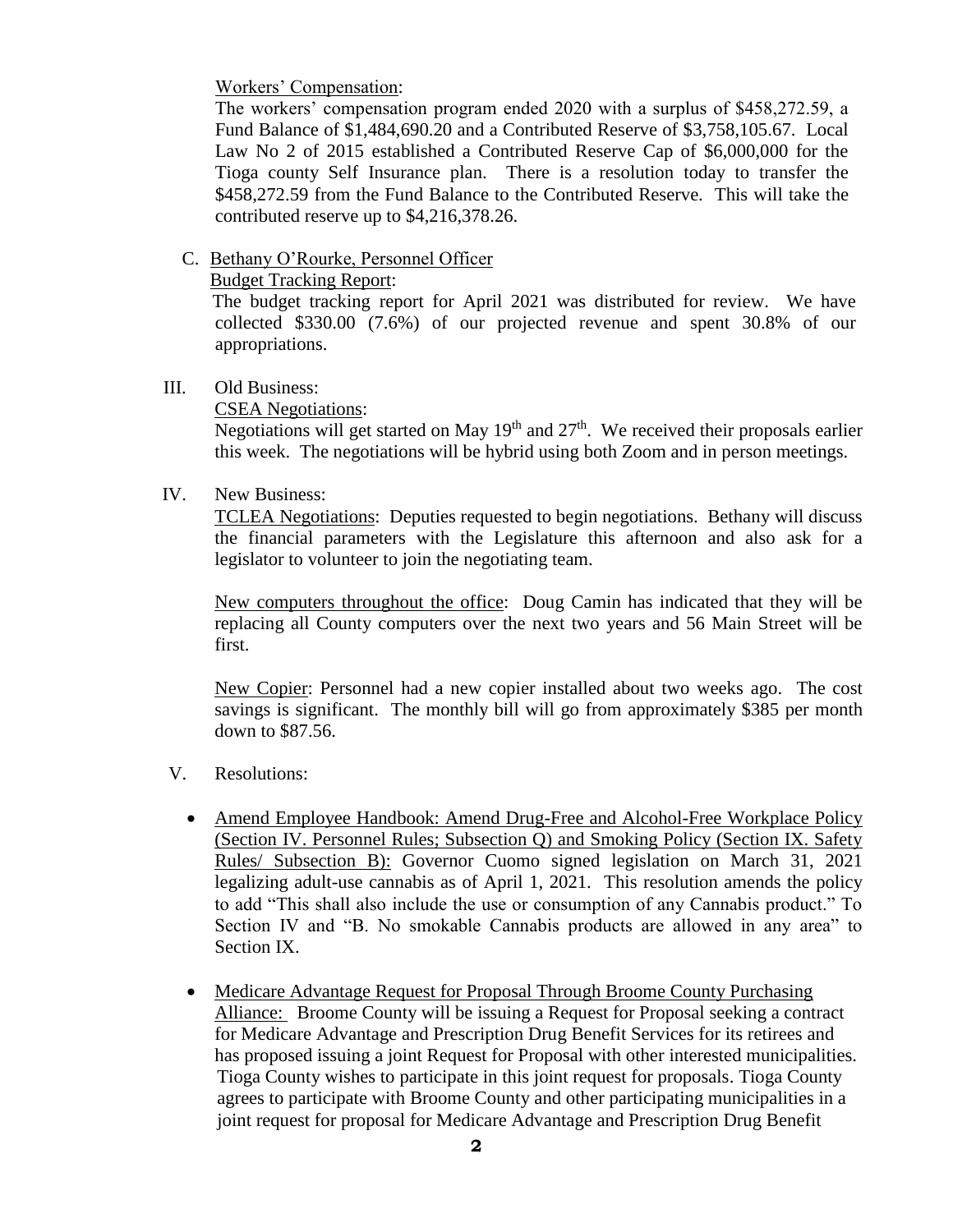Workers' Compensation:

The workers' compensation program ended 2020 with a surplus of $458,272.59, a Fund Balance of $1,484,690.20 and a Contributed Reserve of $3,758,105.67. Local Law No 2 of 2015 established a Contributed Reserve Cap of $6,000,000 for the Tioga county Self Insurance plan. There is a resolution today to transfer the $458,272.59 from the Fund Balance to the Contributed Reserve. This will take the contributed reserve up to $4,216,378.26.

C. Bethany O'Rourke, Personnel Officer

Budget Tracking Report:

The budget tracking report for April 2021 was distributed for review. We have collected $330.00 (7.6%) of our projected revenue and spent 30.8% of our appropriations.

III. Old Business:

CSEA Negotiations:

Negotiations will get started on May 19th and 27th. We received their proposals earlier this week. The negotiations will be hybrid using both Zoom and in person meetings.

IV. New Business:

TCLEA Negotiations: Deputies requested to begin negotiations. Bethany will discuss the financial parameters with the Legislature this afternoon and also ask for a legislator to volunteer to join the negotiating team.

New computers throughout the office: Doug Camin has indicated that they will be replacing all County computers over the next two years and 56 Main Street will be first.

New Copier: Personnel had a new copier installed about two weeks ago. The cost savings is significant. The monthly bill will go from approximately $385 per month down to $87.56.

V. Resolutions:

- Amend Employee Handbook: Amend Drug-Free and Alcohol-Free Workplace Policy (Section IV. Personnel Rules; Subsection Q) and Smoking Policy (Section IX. Safety Rules/ Subsection B): Governor Cuomo signed legislation on March 31, 2021 legalizing adult-use cannabis as of April 1, 2021. This resolution amends the policy to add "This shall also include the use or consumption of any Cannabis product." To Section IV and "B. No smokable Cannabis products are allowed in any area" to Section IX.

- Medicare Advantage Request for Proposal Through Broome County Purchasing Alliance: Broome County will be issuing a Request for Proposal seeking a contract for Medicare Advantage and Prescription Drug Benefit Services for its retirees and has proposed issuing a joint Request for Proposal with other interested municipalities. Tioga County wishes to participate in this joint request for proposals. Tioga County agrees to participate with Broome County and other participating municipalities in a joint request for proposal for Medicare Advantage and Prescription Drug Benefit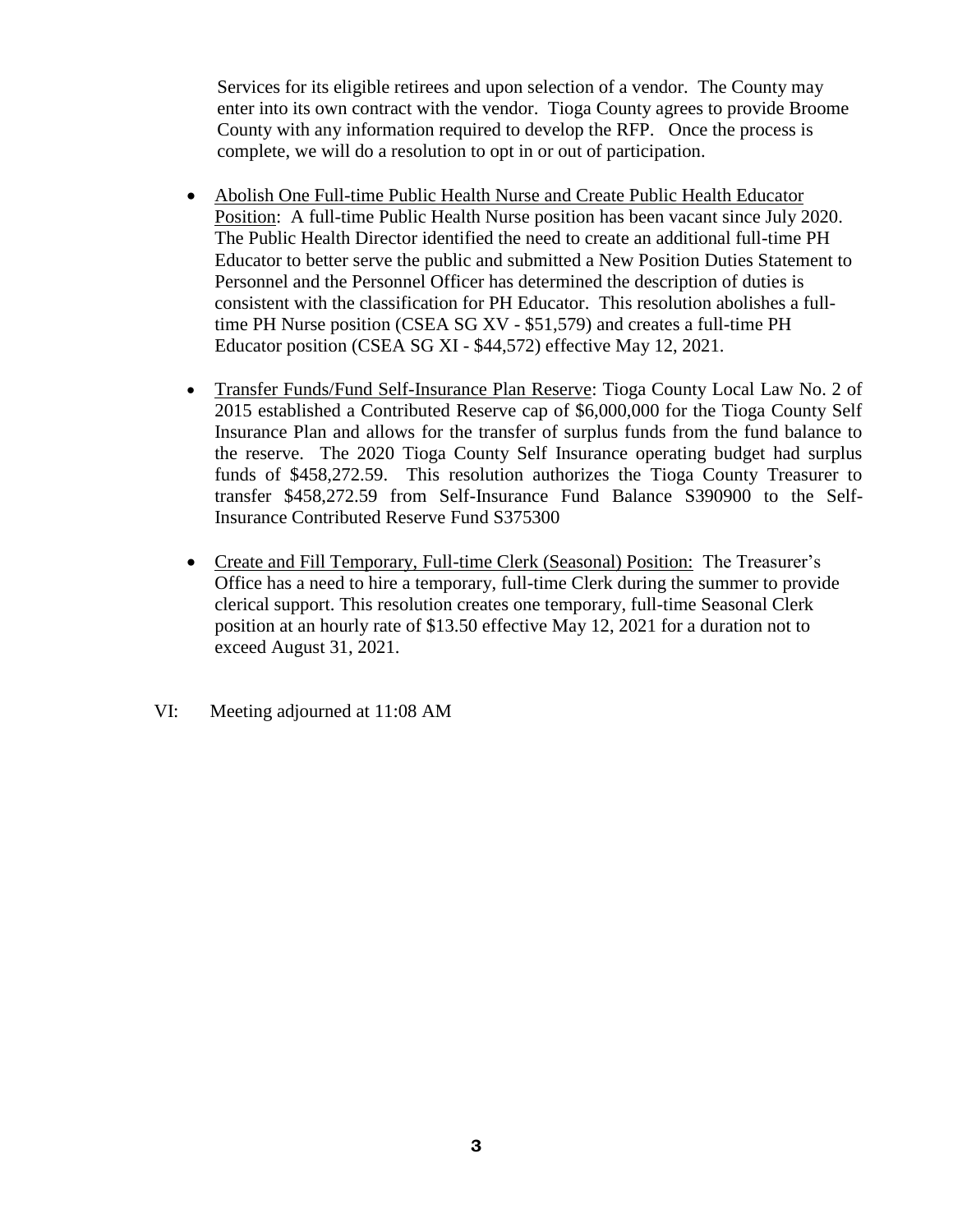Services for its eligible retirees and upon selection of a vendor. The County may enter into its own contract with the vendor. Tioga County agrees to provide Broome County with any information required to develop the RFP. Once the process is complete, we will do a resolution to opt in or out of participation.

- Abolish One Full-time Public Health Nurse and Create Public Health Educator Position: A full-time Public Health Nurse position has been vacant since July 2020. The Public Health Director identified the need to create an additional full-time PH Educator to better serve the public and submitted a New Position Duties Statement to Personnel and the Personnel Officer has determined the description of duties is consistent with the classification for PH Educator. This resolution abolishes a full-time PH Nurse position (CSEA SG XV - $51,579) and creates a full-time PH Educator position (CSEA SG XI - $44,572) effective May 12, 2021.

- Transfer Funds/Fund Self-Insurance Plan Reserve: Tioga County Local Law No. 2 of 2015 established a Contributed Reserve cap of $6,000,000 for the Tioga County Self Insurance Plan and allows for the transfer of surplus funds from the fund balance to the reserve. The 2020 Tioga County Self Insurance operating budget had surplus funds of $458,272.59. This resolution authorizes the Tioga County Treasurer to transfer $458,272.59 from Self-Insurance Fund Balance S390900 to the Self-Insurance Contributed Reserve Fund S375300

- Create and Fill Temporary, Full-time Clerk (Seasonal) Position: The Treasurer's Office has a need to hire a temporary, full-time Clerk during the summer to provide clerical support. This resolution creates one temporary, full-time Seasonal Clerk position at an hourly rate of $13.50 effective May 12, 2021 for a duration not to exceed August 31, 2021.

VI: Meeting adjourned at 11:08 AM